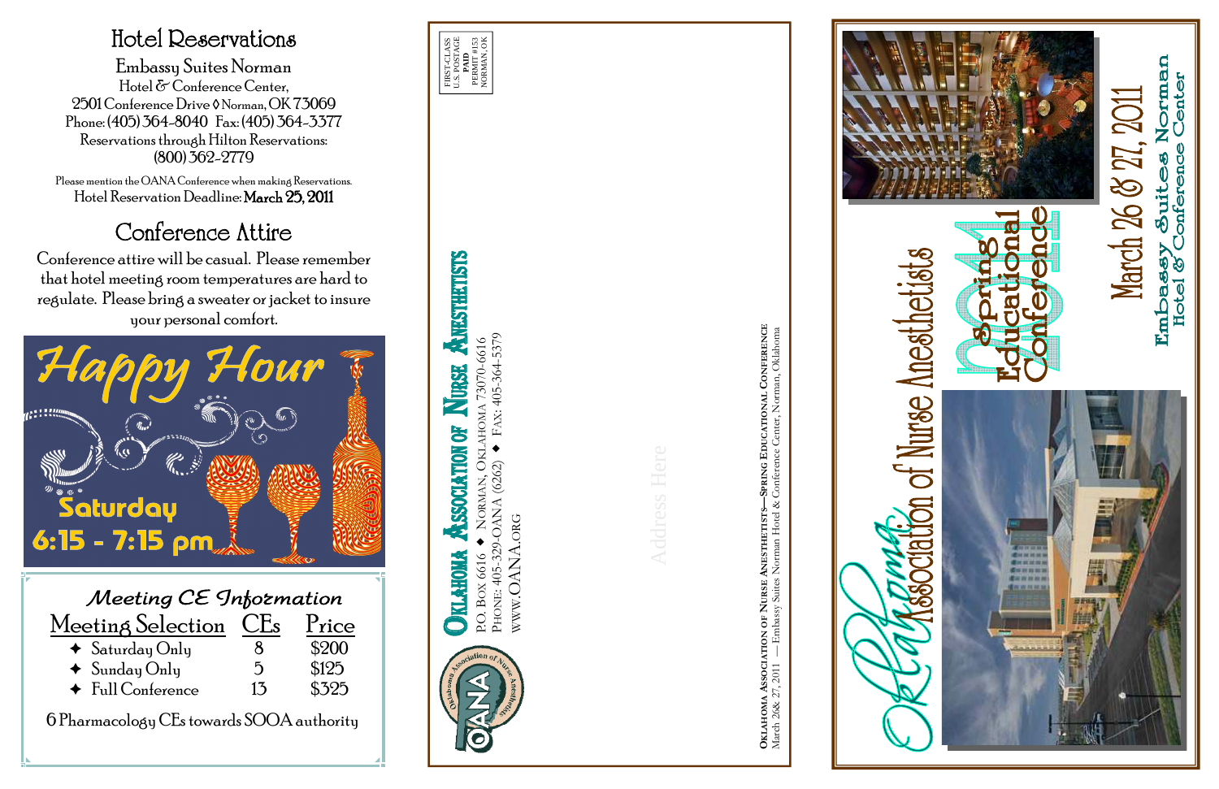## Hotel Reservations

Embassy Suites Norman
Hotel & Conference Center,
2501 Conference Drive ◊ Norman, OK 73069
Phone: (405) 364-8040 Fax: (405) 364-3377
Reservations through Hilton Reservations:
(800) 362-2779

Please mention the OANA Conference when making Reservations.
Hotel Reservation Deadline: **March 25, 2011**

## Conference Attire

Conference attire will be casual. Please remember that hotel meeting room temperatures are hard to regulate. Please bring a sweater or jacket to insure your personal comfort.

**Happy Hour**
Saturday
6:15 - 7:15 pm

### Meeting CE Information

| Meeting Selection | CEs | Price |
|---|---|---|
| ✦ Saturday Only | 8 | $200 |
| ✦ Sunday Only | 5 | $125 |
| ✦ Full Conference | 13 | $325 |

6 Pharmacology CEs towards SOOA authority

---

FIRST-CLASS
U.S. POSTAGE
PAID
PERMIT #153
NORMAN, OK

**OKLAHOMA ASSOCIATION OF NURSE ANESTHETISTS**
P.O. Box 6616 ✦ Norman, Oklahoma 73070-6616
Phone: 405-329-OANA (6262) ✦ Fax: 405-364-5379
www.OANA.org

Address Here

**Oklahoma Association of Nurse Anesthetists—Spring Educational Conference**
March 26& 27, 2011 —Embassy Suites Norman Hotel & Conference Center, Norman, Oklahoma

---

# Oklahoma Association of Nurse Anesthetists

## 2011 Spring Educational Conference

March 26 & 27, 2011

Embassy Suites Norman
Hotel & Conference Center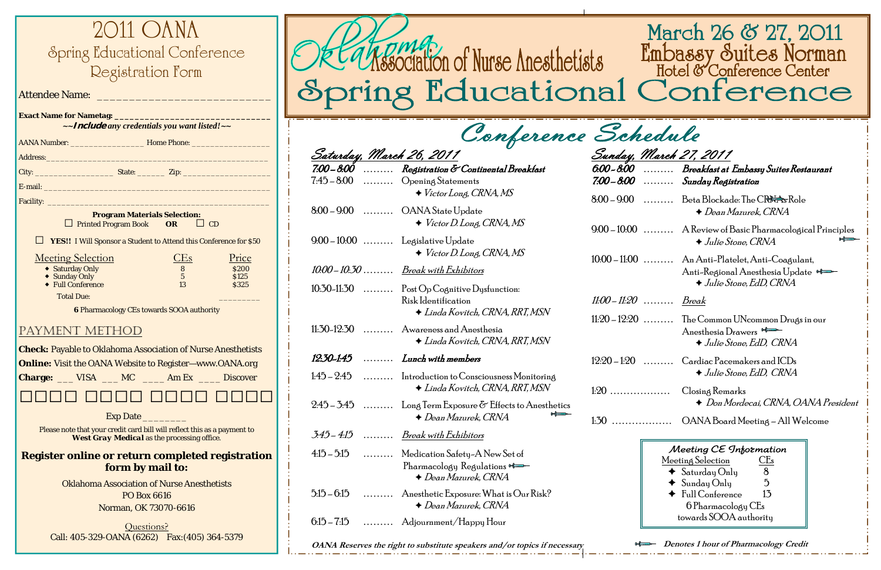# 2011 OANA

## Spring Educational Conference Registration Form

Attendee Name: ___________________________

**Exact Name for Nametag:** _______________________________

*~~**Include** any credentials you want listed!~~*

AANA Number: _______________ Home Phone: _______________

Address: ______________________________________________

City: _________________ State: ______ Zip: _________________

E-mail: _______________________________________________

Facility: ______________________________________________

**Program Materials Selection:**

☐ Printed Program Book **OR** ☐ CD

☐ **YES!!** I Will Sponsor a Student to Attend this Conference for $50

| Meeting Selection | CEs | Price |
|---|---|---|
| ◆ Saturday Only | 8 | $200 |
| ◆ Sunday Only | 5 | $125 |
| ◆ Full Conference | 13 | $325 |

Total Due: ________

**6** Pharmacology CEs towards SOOA authority

## PAYMENT METHOD

**Check:** Payable to Oklahoma Association of Nurse Anesthetists

**Online:** Visit the OANA Website to Register—www.OANA.org

**Charge:** ___ VISA ___ MC ____ Am Ex ____ Discover

☐☐☐☐ ☐☐☐☐ ☐☐☐☐ ☐☐☐☐

Exp Date ________

Please note that your credit card bill will reflect this as a payment to **West Gray Medical** as the processing office.

**Register online or return completed registration form by mail to:**

Oklahoma Association of Nurse Anesthetists
PO Box 6616
Norman, OK 73070-6616

Questions?
Call: 405-329-OANA (6262) Fax:(405) 364-5379

# Oklahoma Association of Nurse Anesthetists Spring Educational Conference

**March 26 & 27, 2011**
**Embassy Suites Norman Hotel & Conference Center**

## Conference Schedule

### Saturday, March 26, 2011

***7:00 – 8:00*** ......... ***Registration & Continental Breakfast***

7:45 – 8:00 ......... Opening Statements
✦ *Victor Long, CRNA, MS*

8:00 – 9:00 ......... OANA State Update
✦ *Victor D. Long, CRNA, MS*

9:00 – 10:00 ......... Legislative Update
✦ *Victor D. Long, CRNA, MS*

*10:00 – 10:30* ......... *Break with Exhibitors*

10:30-11:30 ......... Post Op Cognitive Dysfunction: Risk Identification
✦ *Linda Kovitch, CRNA, RRT, MSN*

11:30-12:30 ......... Awareness and Anesthesia
✦ *Linda Kovitch, CRNA, RRT, MSN*

***12:30-1:45*** ......... ***Lunch with members***

1:45 – 2:45 ......... Introduction to Consciousness Monitoring
✦ *Linda Kovitch, CRNA, RRT, MSN*

2:45 – 3:45 ......... Long Term Exposure & Effects to Anesthetics
✦ *Dean Mazurek, CRNA*

*3:45 – 4:15* ......... *Break with Exhibitors*

4:15 – 5:15 ......... Medication Safety-A New Set of Pharmacology Regulations
✦ *Dean Mazurek, CRNA*

5:15 – 6:15 ......... Anesthetic Exposure: What is Our Risk?
✦ *Dean Mazurek, CRNA*

6:15 – 7:15 ......... Adjournment/Happy Hour

### Sunday, March 27, 2011

***6:00 – 8:00*** ......... ***Breakfast at Embassy Suites Restaurant***

***7:00 – 8:00*** ......... ***Sunday Registration***

8:00 – 9:00 ......... Beta Blockade: The CRNA's Role
✦ *Dean Mazurek, CRNA*

9:00 – 10:00 ......... A Review of Basic Pharmacological Principles
✦ *Julie Stone, CRNA*

10:00 – 11:00 ......... An Anti-Platelet, Anti-Coagulant, Anti-Regional Anesthesia Update
✦ *Julie Stone, EdD, CRNA*

*11:00 – 11:20* ......... *Break*

11:20 – 12:20 ......... The Common UNcommon Drugs in our Anesthesia Drawers
✦ *Julie Stone, EdD, CRNA*

12:20 – 1:20 ......... Cardiac Pacemakers and ICDs
✦ *Julie Stone, EdD, CRNA*

1:20 .................. Closing Remarks
✦ *Don Mordecai, CRNA, OANA President*

1:30 .................. OANA Board Meeting – All Welcome

**Meeting CE Information**

| Meeting Selection | CEs |
|---|---|
| ✦ Saturday Only | 8 |
| ✦ Sunday Only | 5 |
| ✦ Full Conference | 13 |

6 Pharmacology CEs towards SOOA authority

***OANA Reserves the right to substitute speakers and/or topics if necessary***

***Denotes 1 hour of Pharmacology Credit***